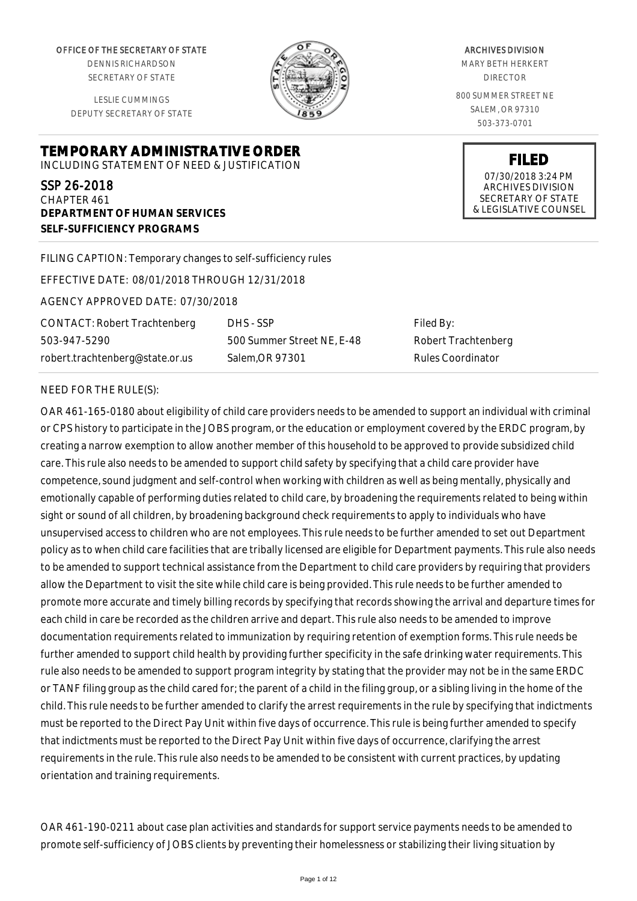OFFICE OF THE SECRETARY OF STATE
DENNIS RICHARDSON
SECRETARY OF STATE

LESLIE CUMMINGS
DEPUTY SECRETARY OF STATE

ARCHIVES DIVISION
MARY BETH HERKERT
DIRECTOR

800 SUMMER STREET NE
SALEM, OR 97310
503-373-0701

**FILED**
07/30/2018 3:24 PM
ARCHIVES DIVISION
SECRETARY OF STATE
& LEGISLATIVE COUNSEL

# TEMPORARY ADMINISTRATIVE ORDER

INCLUDING STATEMENT OF NEED & JUSTIFICATION

SSP 26-2018
CHAPTER 461
**DEPARTMENT OF HUMAN SERVICES**
**SELF-SUFFICIENCY PROGRAMS**

FILING CAPTION: Temporary changes to self-sufficiency rules

EFFECTIVE DATE: 08/01/2018 THROUGH 12/31/2018

AGENCY APPROVED DATE: 07/30/2018

| CONTACT: Robert Trachtenberg | DHS - SSP | Filed By: |
|---|---|---|
| 503-947-5290 | 500 Summer Street NE, E-48 | Robert Trachtenberg |
| robert.trachtenberg@state.or.us | Salem,OR 97301 | Rules Coordinator |

NEED FOR THE RULE(S):

OAR 461-165-0180 about eligibility of child care providers needs to be amended to support an individual with criminal or CPS history to participate in the JOBS program, or the education or employment covered by the ERDC program, by creating a narrow exemption to allow another member of this household to be approved to provide subsidized child care. This rule also needs to be amended to support child safety by specifying that a child care provider have competence, sound judgment and self-control when working with children as well as being mentally, physically and emotionally capable of performing duties related to child care, by broadening the requirements related to being within sight or sound of all children, by broadening background check requirements to apply to individuals who have unsupervised access to children who are not employees. This rule needs to be further amended to set out Department policy as to when child care facilities that are tribally licensed are eligible for Department payments. This rule also needs to be amended to support technical assistance from the Department to child care providers by requiring that providers allow the Department to visit the site while child care is being provided. This rule needs to be further amended to promote more accurate and timely billing records by specifying that records showing the arrival and departure times for each child in care be recorded as the children arrive and depart. This rule also needs to be amended to improve documentation requirements related to immunization by requiring retention of exemption forms. This rule needs be further amended to support child health by providing further specificity in the safe drinking water requirements. This rule also needs to be amended to support program integrity by stating that the provider may not be in the same ERDC or TANF filing group as the child cared for; the parent of a child in the filing group, or a sibling living in the home of the child. This rule needs to be further amended to clarify the arrest requirements in the rule by specifying that indictments must be reported to the Direct Pay Unit within five days of occurrence. This rule is being further amended to specify that indictments must be reported to the Direct Pay Unit within five days of occurrence, clarifying the arrest requirements in the rule. This rule also needs to be amended to be consistent with current practices, by updating orientation and training requirements.

OAR 461-190-0211 about case plan activities and standards for support service payments needs to be amended to promote self-sufficiency of JOBS clients by preventing their homelessness or stabilizing their living situation by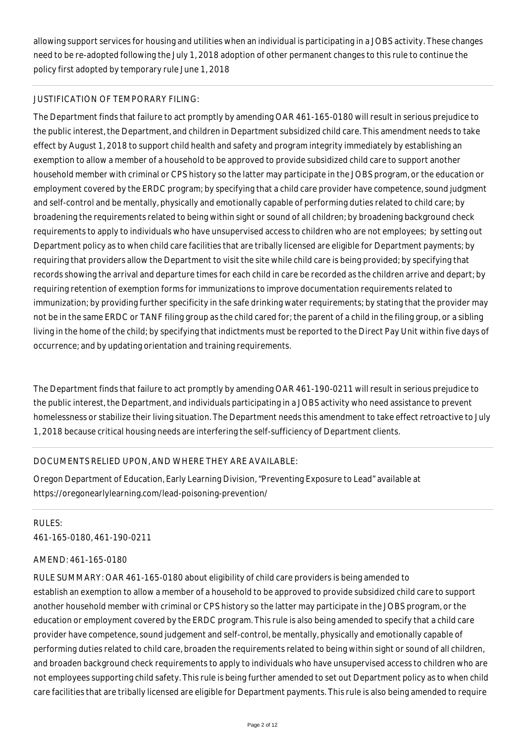allowing support services for housing and utilities when an individual is participating in a JOBS activity. These changes need to be re-adopted following the July 1, 2018 adoption of other permanent changes to this rule to continue the policy first adopted by temporary rule June 1, 2018

JUSTIFICATION OF TEMPORARY FILING:

The Department finds that failure to act promptly by amending OAR 461-165-0180 will result in serious prejudice to the public interest, the Department, and children in Department subsidized child care. This amendment needs to take effect by August 1, 2018 to support child health and safety and program integrity immediately by establishing an exemption to allow a member of a household to be approved to provide subsidized child care to support another household member with criminal or CPS history so the latter may participate in the JOBS program, or the education or employment covered by the ERDC program; by specifying that a child care provider have competence, sound judgment and self-control and be mentally, physically and emotionally capable of performing duties related to child care; by broadening the requirements related to being within sight or sound of all children; by broadening background check requirements to apply to individuals who have unsupervised access to children who are not employees;  by setting out Department policy as to when child care facilities that are tribally licensed are eligible for Department payments; by requiring that providers allow the Department to visit the site while child care is being provided; by specifying that records showing the arrival and departure times for each child in care be recorded as the children arrive and depart; by requiring retention of exemption forms for immunizations to improve documentation requirements related to immunization; by providing further specificity in the safe drinking water requirements; by stating that the provider may not be in the same ERDC or TANF filing group as the child cared for; the parent of a child in the filing group, or a sibling living in the home of the child; by specifying that indictments must be reported to the Direct Pay Unit within five days of occurrence; and by updating orientation and training requirements.

The Department finds that failure to act promptly by amending OAR 461-190-0211 will result in serious prejudice to the public interest, the Department, and individuals participating in a JOBS activity who need assistance to prevent homelessness or stabilize their living situation. The Department needs this amendment to take effect retroactive to July 1, 2018 because critical housing needs are interfering the self-sufficiency of Department clients.

DOCUMENTS RELIED UPON, AND WHERE THEY ARE AVAILABLE:

Oregon Department of Education, Early Learning Division, "Preventing Exposure to Lead" available at https://oregonearlylearning.com/lead-poisoning-prevention/

RULES:
461-165-0180, 461-190-0211

AMEND: 461-165-0180

RULE SUMMARY: OAR 461-165-0180 about eligibility of child care providers is being amended to establish an exemption to allow a member of a household to be approved to provide subsidized child care to support another household member with criminal or CPS history so the latter may participate in the JOBS program, or the education or employment covered by the ERDC program. This rule is also being amended to specify that a child care provider have competence, sound judgement and self-control, be mentally, physically and emotionally capable of performing duties related to child care, broaden the requirements related to being within sight or sound of all children, and broaden background check requirements to apply to individuals who have unsupervised access to children who are not employees supporting child safety. This rule is being further amended to set out Department policy as to when child care facilities that are tribally licensed are eligible for Department payments. This rule is also being amended to require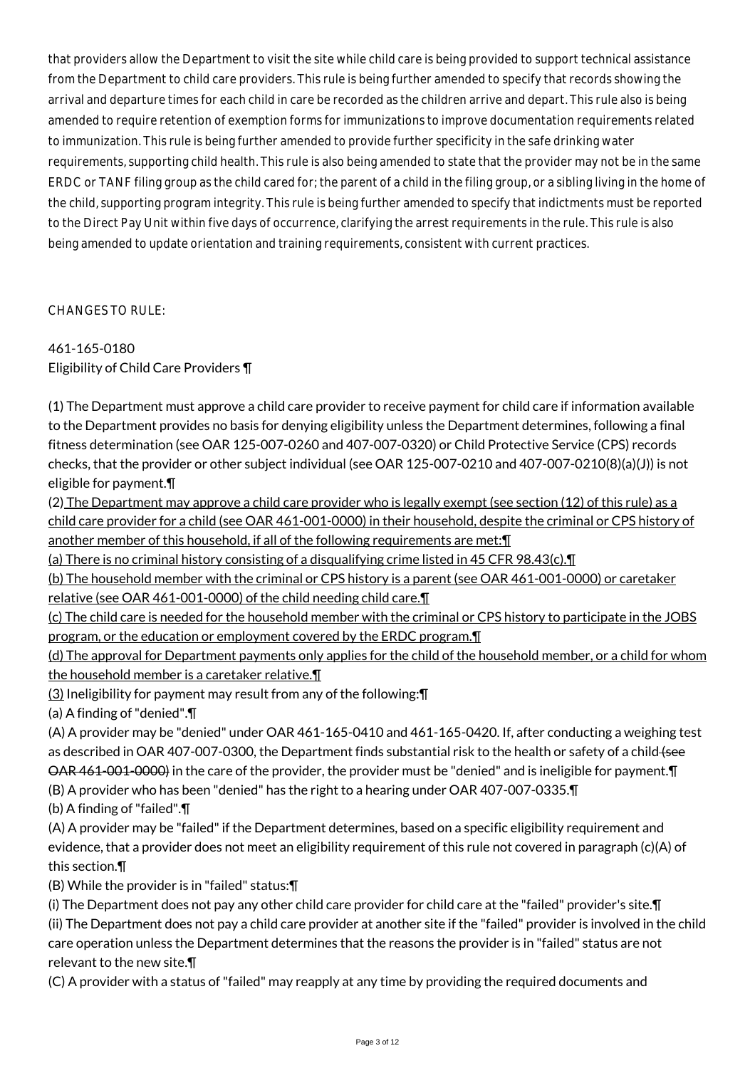that providers allow the Department to visit the site while child care is being provided to support technical assistance from the Department to child care providers. This rule is being further amended to specify that records showing the arrival and departure times for each child in care be recorded as the children arrive and depart. This rule also is being amended to require retention of exemption forms for immunizations to improve documentation requirements related to immunization. This rule is being further amended to provide further specificity in the safe drinking water requirements, supporting child health. This rule is also being amended to state that the provider may not be in the same ERDC or TANF filing group as the child cared for; the parent of a child in the filing group, or a sibling living in the home of the child, supporting program integrity. This rule is being further amended to specify that indictments must be reported to the Direct Pay Unit within five days of occurrence, clarifying the arrest requirements in the rule. This rule is also being amended to update orientation and training requirements, consistent with current practices.

CHANGES TO RULE:

461-165-0180
Eligibility of Child Care Providers ¶

(1) The Department must approve a child care provider to receive payment for child care if information available to the Department provides no basis for denying eligibility unless the Department determines, following a final fitness determination (see OAR 125-007-0260 and 407-007-0320) or Child Protective Service (CPS) records checks, that the provider or other subject individual (see OAR 125-007-0210 and 407-007-0210(8)(a)(J)) is not eligible for payment.¶

(2) The Department may approve a child care provider who is legally exempt (see section (12) of this rule) as a child care provider for a child (see OAR 461-001-0000) in their household, despite the criminal or CPS history of another member of this household, if all of the following requirements are met:¶

(a) There is no criminal history consisting of a disqualifying crime listed in 45 CFR 98.43(c).¶

(b) The household member with the criminal or CPS history is a parent (see OAR 461-001-0000) or caretaker relative (see OAR 461-001-0000) of the child needing child care.¶

(c) The child care is needed for the household member with the criminal or CPS history to participate in the JOBS program, or the education or employment covered by the ERDC program.¶

(d) The approval for Department payments only applies for the child of the household member, or a child for whom the household member is a caretaker relative.¶

(3) Ineligibility for payment may result from any of the following:¶

(a) A finding of "denied".¶

(A) A provider may be "denied" under OAR 461-165-0410 and 461-165-0420. If, after conducting a weighing test as described in OAR 407-007-0300, the Department finds substantial risk to the health or safety of a child ~~(see OAR 461-001-0000)~~ in the care of the provider, the provider must be "denied" and is ineligible for payment.¶

(B) A provider who has been "denied" has the right to a hearing under OAR 407-007-0335.¶

(b) A finding of "failed".¶

(A) A provider may be "failed" if the Department determines, based on a specific eligibility requirement and evidence, that a provider does not meet an eligibility requirement of this rule not covered in paragraph (c)(A) of this section.¶

(B) While the provider is in "failed" status:¶

(i) The Department does not pay any other child care provider for child care at the "failed" provider's site.¶

(ii) The Department does not pay a child care provider at another site if the "failed" provider is involved in the child care operation unless the Department determines that the reasons the provider is in "failed" status are not relevant to the new site.¶

(C) A provider with a status of "failed" may reapply at any time by providing the required documents and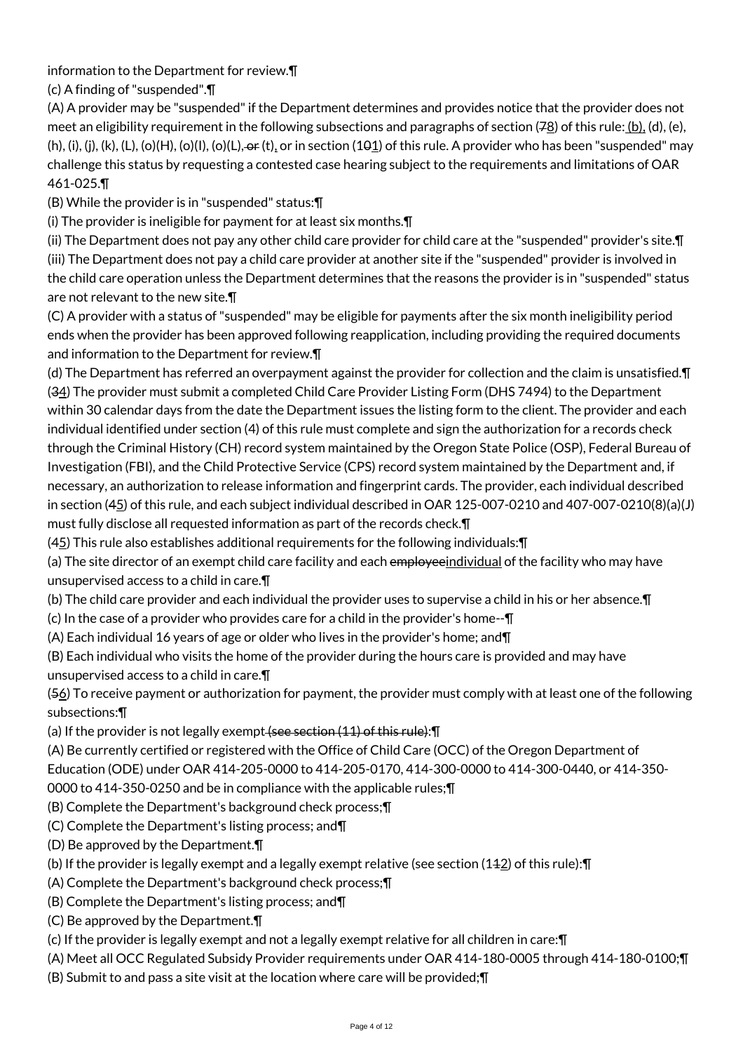information to the Department for review.¶

(c) A finding of "suspended".¶

(A) A provider may be "suspended" if the Department determines and provides notice that the provider does not meet an eligibility requirement in the following subsections and paragraphs of section (~~7~~<u>8</u>) of this rule:<u> (b),</u> (d), (e), (h), (i), (j), (k), (L), (o)(H), (o)(I), (o)(L),~~ or~~ (t)<u>,</u> or in section (1~~0~~<u>1</u>) of this rule. A provider who has been "suspended" may challenge this status by requesting a contested case hearing subject to the requirements and limitations of OAR 461-025.¶

(B) While the provider is in "suspended" status:¶

(i) The provider is ineligible for payment for at least six months.¶

(ii) The Department does not pay any other child care provider for child care at the "suspended" provider's site.¶

(iii) The Department does not pay a child care provider at another site if the "suspended" provider is involved in the child care operation unless the Department determines that the reasons the provider is in "suspended" status are not relevant to the new site.¶

(C) A provider with a status of "suspended" may be eligible for payments after the six month ineligibility period ends when the provider has been approved following reapplication, including providing the required documents and information to the Department for review.¶

(d) The Department has referred an overpayment against the provider for collection and the claim is unsatisfied.¶

(~~3~~<u>4</u>) The provider must submit a completed Child Care Provider Listing Form (DHS 7494) to the Department within 30 calendar days from the date the Department issues the listing form to the client. The provider and each individual identified under section (4) of this rule must complete and sign the authorization for a records check through the Criminal History (CH) record system maintained by the Oregon State Police (OSP), Federal Bureau of Investigation (FBI), and the Child Protective Service (CPS) record system maintained by the Department and, if necessary, an authorization to release information and fingerprint cards. The provider, each individual described in section (~~4~~<u>5</u>) of this rule, and each subject individual described in OAR 125-007-0210 and 407-007-0210(8)(a)(J) must fully disclose all requested information as part of the records check.¶

(~~4~~<u>5</u>) This rule also establishes additional requirements for the following individuals:¶

(a) The site director of an exempt child care facility and each ~~employee~~<u>individual</u> of the facility who may have unsupervised access to a child in care.¶

(b) The child care provider and each individual the provider uses to supervise a child in his or her absence.¶

(c) In the case of a provider who provides care for a child in the provider's home--¶

(A) Each individual 16 years of age or older who lives in the provider's home; and¶

(B) Each individual who visits the home of the provider during the hours care is provided and may have unsupervised access to a child in care.¶

(~~5~~<u>6</u>) To receive payment or authorization for payment, the provider must comply with at least one of the following subsections:¶

(a) If the provider is not legally exempt~~ (see section (11) of this rule)~~:¶

(A) Be currently certified or registered with the Office of Child Care (OCC) of the Oregon Department of Education (ODE) under OAR 414-205-0000 to 414-205-0170, 414-300-0000 to 414-300-0440, or 414-350-0000 to 414-350-0250 and be in compliance with the applicable rules;¶

(B) Complete the Department's background check process;¶

(C) Complete the Department's listing process; and¶

(D) Be approved by the Department.¶

(b) If the provider is legally exempt and a legally exempt relative (see section (1~~1~~<u>2</u>) of this rule):¶

(A) Complete the Department's background check process;¶

(B) Complete the Department's listing process; and¶

(C) Be approved by the Department.¶

(c) If the provider is legally exempt and not a legally exempt relative for all children in care:¶

(A) Meet all OCC Regulated Subsidy Provider requirements under OAR 414-180-0005 through 414-180-0100;¶

(B) Submit to and pass a site visit at the location where care will be provided;¶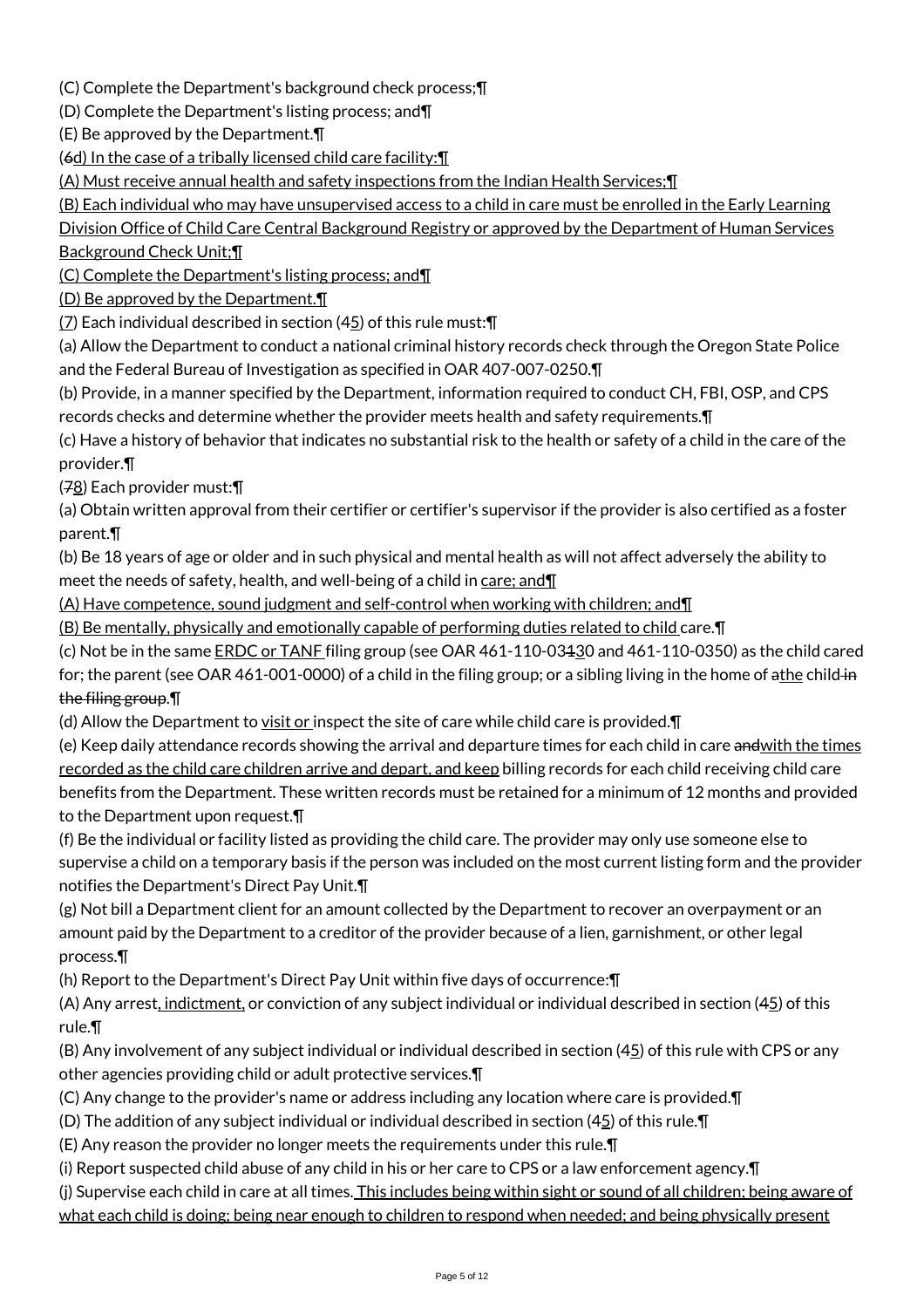(C) Complete the Department's background check process;¶

(D) Complete the Department's listing process; and¶

(E) Be approved by the Department.¶

(~~6~~<u>d) In the case of a tribally licensed child care facility:¶</u>

<u>(A) Must receive annual health and safety inspections from the Indian Health Services;¶</u>

<u>(B) Each individual who may have unsupervised access to a child in care must be enrolled in the Early Learning Division Office of Child Care Central Background Registry or approved by the Department of Human Services Background Check Unit;¶</u>

<u>(C) Complete the Department's listing process; and¶</u>

<u>(D) Be approved by the Department.¶</u>

<u>(7</u>) Each individual described in section (~~4~~<u>5</u>) of this rule must:¶

(a) Allow the Department to conduct a national criminal history records check through the Oregon State Police and the Federal Bureau of Investigation as specified in OAR 407-007-0250.¶

(b) Provide, in a manner specified by the Department, information required to conduct CH, FBI, OSP, and CPS records checks and determine whether the provider meets health and safety requirements.¶

(c) Have a history of behavior that indicates no substantial risk to the health or safety of a child in the care of the provider.¶

(~~7~~<u>8</u>) Each provider must:¶

(a) Obtain written approval from their certifier or certifier's supervisor if the provider is also certified as a foster parent.¶

(b) Be 18 years of age or older and in such physical and mental health as will not affect adversely the ability to meet the needs of safety, health, and well-being of a child in <u>care; and¶</u>

<u>(A) Have competence, sound judgment and self-control when working with children; and¶</u>

<u>(B) Be mentally, physically and emotionally capable of performing duties related to child</u> care.¶

(c) Not be in the same <u>ERDC or TANF</u> filing group (see OAR 461-110-03~~1~~<u>3</u>0 and 461-110-0350) as the child cared for; the parent (see OAR 461-001-0000) of a child in the filing group; or a sibling living in the home of ~~a~~<u>the</u> child ~~in the filing group~~.¶

(d) Allow the Department to <u>visit or</u> inspect the site of care while child care is provided.¶

(e) Keep daily attendance records showing the arrival and departure times for each child in care ~~and~~<u>with the times recorded as the child care children arrive and depart, and keep</u> billing records for each child receiving child care benefits from the Department. These written records must be retained for a minimum of 12 months and provided to the Department upon request.¶

(f) Be the individual or facility listed as providing the child care. The provider may only use someone else to supervise a child on a temporary basis if the person was included on the most current listing form and the provider notifies the Department's Direct Pay Unit.¶

(g) Not bill a Department client for an amount collected by the Department to recover an overpayment or an amount paid by the Department to a creditor of the provider because of a lien, garnishment, or other legal process.¶

(h) Report to the Department's Direct Pay Unit within five days of occurrence:¶

(A) Any arrest<u>, indictment,</u> or conviction of any subject individual or individual described in section (~~4~~<u>5</u>) of this rule.¶

(B) Any involvement of any subject individual or individual described in section (~~4~~<u>5</u>) of this rule with CPS or any other agencies providing child or adult protective services.¶

(C) Any change to the provider's name or address including any location where care is provided.¶

(D) The addition of any subject individual or individual described in section (~~4~~<u>5</u>) of this rule.¶

(E) Any reason the provider no longer meets the requirements under this rule.¶

(i) Report suspected child abuse of any child in his or her care to CPS or a law enforcement agency.¶

(j) Supervise each child in care at all times<u>. This includes being within sight or sound of all children; being aware of what each child is doing; being near enough to children to respond when needed; and being physically present</u>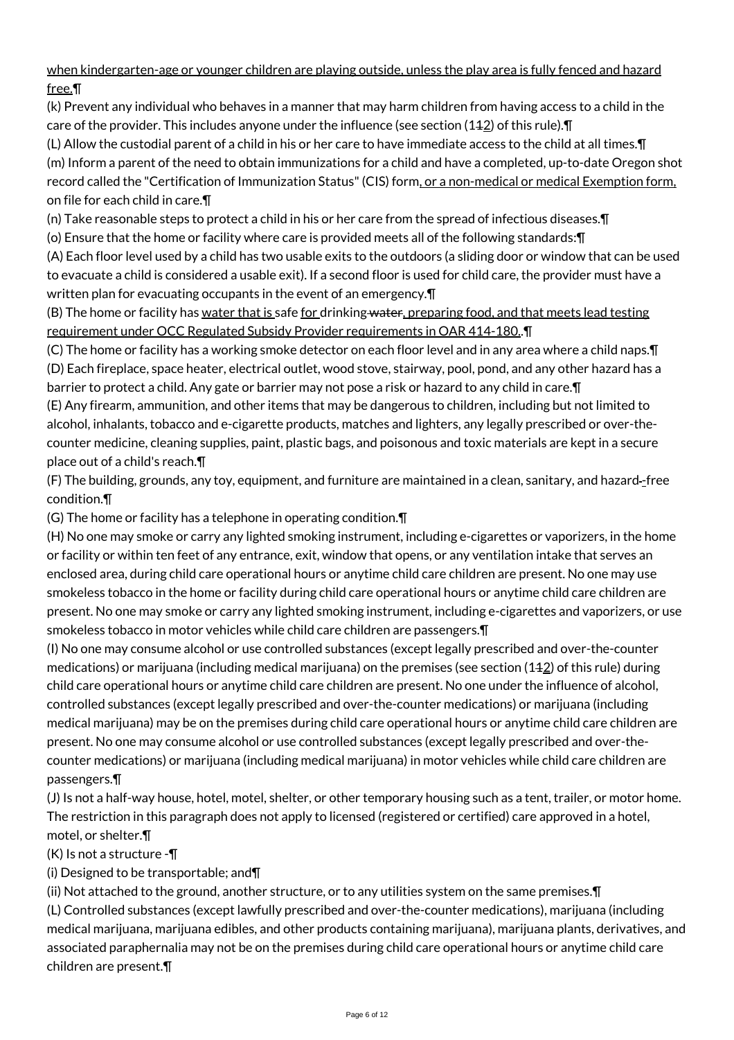when kindergarten-age or younger children are playing outside, unless the play area is fully fenced and hazard free.¶

(k) Prevent any individual who behaves in a manner that may harm children from having access to a child in the care of the provider. This includes anyone under the influence (see section (112) of this rule).¶

(L) Allow the custodial parent of a child in his or her care to have immediate access to the child at all times.¶

(m) Inform a parent of the need to obtain immunizations for a child and have a completed, up-to-date Oregon shot record called the "Certification of Immunization Status" (CIS) form, or a non-medical or medical Exemption form, on file for each child in care.¶

(n) Take reasonable steps to protect a child in his or her care from the spread of infectious diseases.¶

(o) Ensure that the home or facility where care is provided meets all of the following standards:¶

(A) Each floor level used by a child has two usable exits to the outdoors (a sliding door or window that can be used to evacuate a child is considered a usable exit). If a second floor is used for child care, the provider must have a written plan for evacuating occupants in the event of an emergency.¶

(B) The home or facility has water that is safe for drinking water, preparing food, and that meets lead testing requirement under OCC Regulated Subsidy Provider requirements in OAR 414-180..¶

(C) The home or facility has a working smoke detector on each floor level and in any area where a child naps.¶

(D) Each fireplace, space heater, electrical outlet, wood stove, stairway, pool, pond, and any other hazard has a barrier to protect a child. Any gate or barrier may not pose a risk or hazard to any child in care.¶

(E) Any firearm, ammunition, and other items that may be dangerous to children, including but not limited to alcohol, inhalants, tobacco and e-cigarette products, matches and lighters, any legally prescribed or over-the-counter medicine, cleaning supplies, paint, plastic bags, and poisonous and toxic materials are kept in a secure place out of a child's reach.¶

(F) The building, grounds, any toy, equipment, and furniture are maintained in a clean, sanitary, and hazard--free condition.¶

(G) The home or facility has a telephone in operating condition.¶

(H) No one may smoke or carry any lighted smoking instrument, including e-cigarettes or vaporizers, in the home or facility or within ten feet of any entrance, exit, window that opens, or any ventilation intake that serves an enclosed area, during child care operational hours or anytime child care children are present. No one may use smokeless tobacco in the home or facility during child care operational hours or anytime child care children are present. No one may smoke or carry any lighted smoking instrument, including e-cigarettes and vaporizers, or use smokeless tobacco in motor vehicles while child care children are passengers.¶

(I) No one may consume alcohol or use controlled substances (except legally prescribed and over-the-counter medications) or marijuana (including medical marijuana) on the premises (see section (112) of this rule) during child care operational hours or anytime child care children are present. No one under the influence of alcohol, controlled substances (except legally prescribed and over-the-counter medications) or marijuana (including medical marijuana) may be on the premises during child care operational hours or anytime child care children are present. No one may consume alcohol or use controlled substances (except legally prescribed and over-the-counter medications) or marijuana (including medical marijuana) in motor vehicles while child care children are passengers.¶

(J) Is not a half-way house, hotel, motel, shelter, or other temporary housing such as a tent, trailer, or motor home. The restriction in this paragraph does not apply to licensed (registered or certified) care approved in a hotel, motel, or shelter.¶

(K) Is not a structure -¶

(i) Designed to be transportable; and¶

(ii) Not attached to the ground, another structure, or to any utilities system on the same premises.¶

(L) Controlled substances (except lawfully prescribed and over-the-counter medications), marijuana (including medical marijuana, marijuana edibles, and other products containing marijuana), marijuana plants, derivatives, and associated paraphernalia may not be on the premises during child care operational hours or anytime child care children are present.¶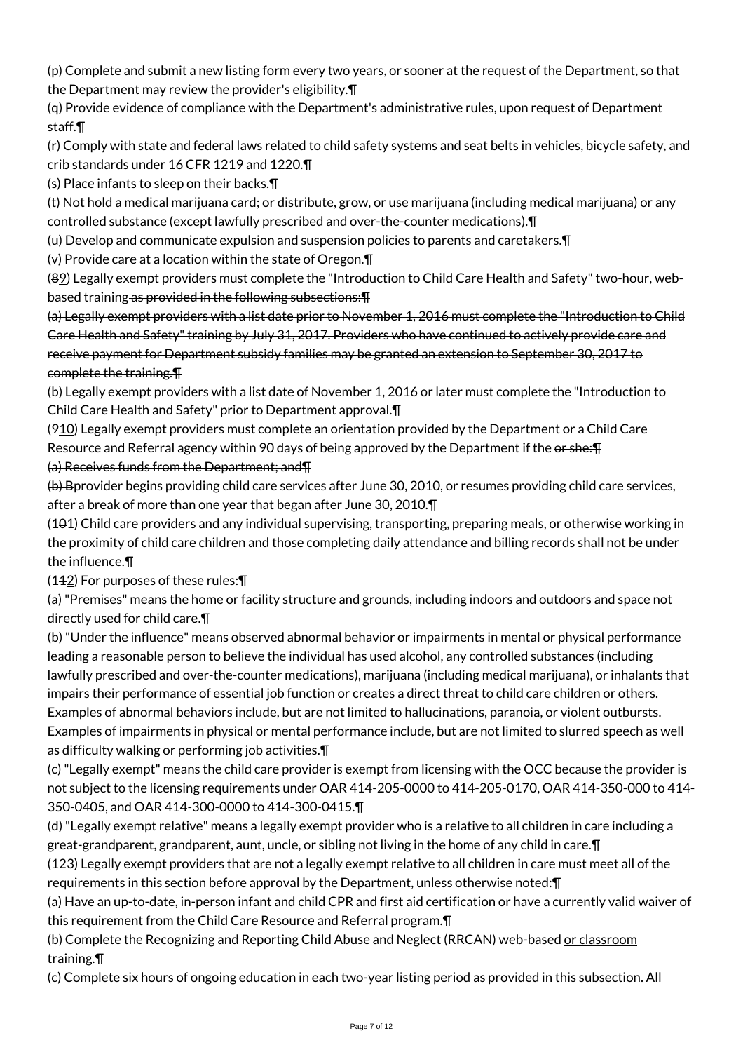(p) Complete and submit a new listing form every two years, or sooner at the request of the Department, so that the Department may review the provider's eligibility.¶

(q) Provide evidence of compliance with the Department's administrative rules, upon request of Department staff.¶

(r) Comply with state and federal laws related to child safety systems and seat belts in vehicles, bicycle safety, and crib standards under 16 CFR 1219 and 1220.¶

(s) Place infants to sleep on their backs.¶

(t) Not hold a medical marijuana card; or distribute, grow, or use marijuana (including medical marijuana) or any controlled substance (except lawfully prescribed and over-the-counter medications).¶

(u) Develop and communicate expulsion and suspension policies to parents and caretakers.¶

(v) Provide care at a location within the state of Oregon.¶

(~~8~~9) Legally exempt providers must complete the "Introduction to Child Care Health and Safety" two-hour, web-based training ~~as provided in the following subsections:¶~~

~~(a) Legally exempt providers with a list date prior to November 1, 2016 must complete the "Introduction to Child Care Health and Safety" training by July 31, 2017. Providers who have continued to actively provide care and receive payment for Department subsidy families may be granted an extension to September 30, 2017 to complete the training.¶~~

~~(b) Legally exempt providers with a list date of November 1, 2016 or later must complete the "Introduction to Child Care Health and Safety"~~ prior to Department approval.¶

(~~9~~10) Legally exempt providers must complete an orientation provided by the Department or a Child Care Resource and Referral agency within 90 days of being approved by the Department if t̲h̲e̲ ~~or she:¶~~

~~(a) Receives funds from the Department; and¶~~

~~(b) B~~p̲r̲o̲v̲i̲d̲e̲r̲ ̲b̲egins providing child care services after June 30, 2010, or resumes providing child care services, after a break of more than one year that began after June 30, 2010.¶

(1~~0~~1) Child care providers and any individual supervising, transporting, preparing meals, or otherwise working in the proximity of child care children and those completing daily attendance and billing records shall not be under the influence.¶

(1~~1~~2) For purposes of these rules:¶

(a) "Premises" means the home or facility structure and grounds, including indoors and outdoors and space not directly used for child care.¶

(b) "Under the influence" means observed abnormal behavior or impairments in mental or physical performance leading a reasonable person to believe the individual has used alcohol, any controlled substances (including lawfully prescribed and over-the-counter medications), marijuana (including medical marijuana), or inhalants that impairs their performance of essential job function or creates a direct threat to child care children or others. Examples of abnormal behaviors include, but are not limited to hallucinations, paranoia, or violent outbursts. Examples of impairments in physical or mental performance include, but are not limited to slurred speech as well as difficulty walking or performing job activities.¶

(c) "Legally exempt" means the child care provider is exempt from licensing with the OCC because the provider is not subject to the licensing requirements under OAR 414-205-0000 to 414-205-0170, OAR 414-350-000 to 414-350-0405, and OAR 414-300-0000 to 414-300-0415.¶

(d) "Legally exempt relative" means a legally exempt provider who is a relative to all children in care including a great-grandparent, grandparent, aunt, uncle, or sibling not living in the home of any child in care.¶

(1~~2~~3) Legally exempt providers that are not a legally exempt relative to all children in care must meet all of the requirements in this section before approval by the Department, unless otherwise noted:¶

(a) Have an up-to-date, in-person infant and child CPR and first aid certification or have a currently valid waiver of this requirement from the Child Care Resource and Referral program.¶

(b) Complete the Recognizing and Reporting Child Abuse and Neglect (RRCAN) web-based o̲r̲ ̲c̲l̲a̲s̲s̲r̲o̲o̲m̲ training.¶

(c) Complete six hours of ongoing education in each two-year listing period as provided in this subsection. All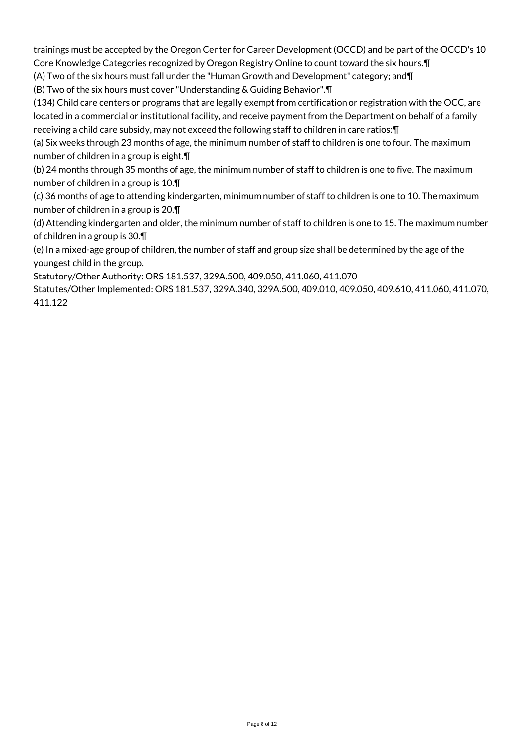trainings must be accepted by the Oregon Center for Career Development (OCCD) and be part of the OCCD's 10 Core Knowledge Categories recognized by Oregon Registry Online to count toward the six hours.¶

(A) Two of the six hours must fall under the "Human Growth and Development" category; and¶

(B) Two of the six hours must cover "Understanding & Guiding Behavior".¶

(1~~3~~4) Child care centers or programs that are legally exempt from certification or registration with the OCC, are located in a commercial or institutional facility, and receive payment from the Department on behalf of a family receiving a child care subsidy, may not exceed the following staff to children in care ratios:¶

(a) Six weeks through 23 months of age, the minimum number of staff to children is one to four. The maximum number of children in a group is eight.¶

(b) 24 months through 35 months of age, the minimum number of staff to children is one to five. The maximum number of children in a group is 10.¶

(c) 36 months of age to attending kindergarten, minimum number of staff to children is one to 10. The maximum number of children in a group is 20.¶

(d) Attending kindergarten and older, the minimum number of staff to children is one to 15. The maximum number of children in a group is 30.¶

(e) In a mixed-age group of children, the number of staff and group size shall be determined by the age of the youngest child in the group.

Statutory/Other Authority: ORS 181.537, 329A.500, 409.050, 411.060, 411.070

Statutes/Other Implemented: ORS 181.537, 329A.340, 329A.500, 409.010, 409.050, 409.610, 411.060, 411.070, 411.122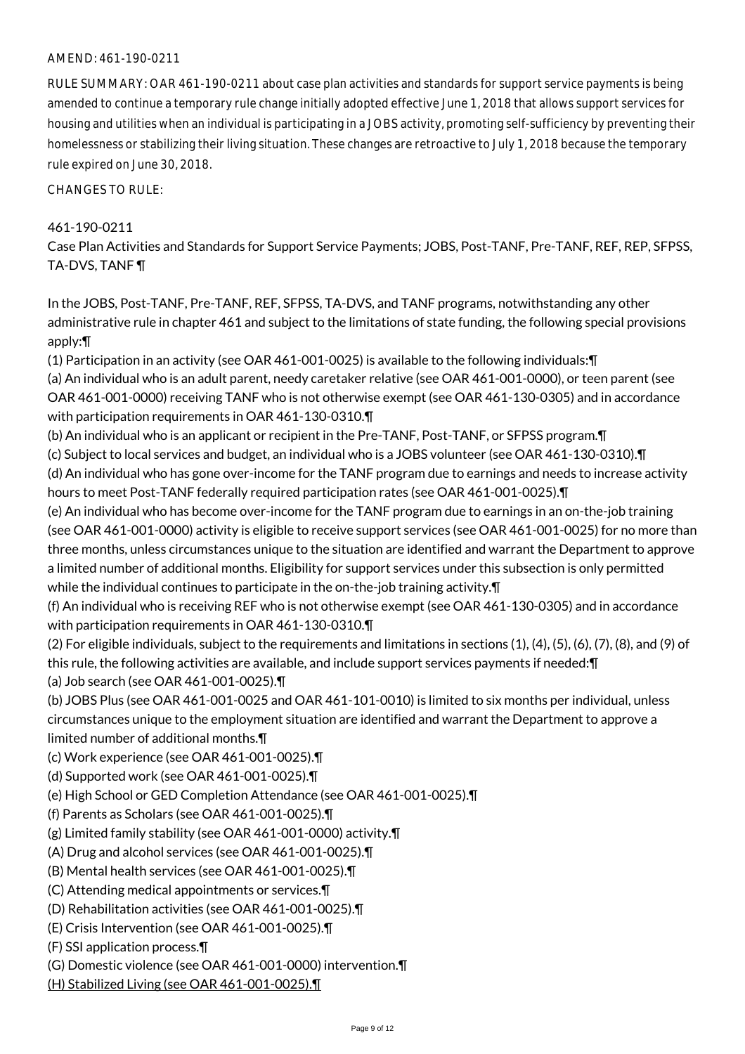AMEND: 461-190-0211

RULE SUMMARY: OAR 461-190-0211 about case plan activities and standards for support service payments is being amended to continue a temporary rule change initially adopted effective June 1, 2018 that allows support services for housing and utilities when an individual is participating in a JOBS activity, promoting self-sufficiency by preventing their homelessness or stabilizing their living situation. These changes are retroactive to July 1, 2018 because the temporary rule expired on June 30, 2018.

CHANGES TO RULE:

461-190-0211
Case Plan Activities and Standards for Support Service Payments; JOBS, Post-TANF, Pre-TANF, REF, REP, SFPSS, TA-DVS, TANF ¶

In the JOBS, Post-TANF, Pre-TANF, REF, SFPSS, TA-DVS, and TANF programs, notwithstanding any other administrative rule in chapter 461 and subject to the limitations of state funding, the following special provisions apply:¶

(1) Participation in an activity (see OAR 461-001-0025) is available to the following individuals:¶

(a) An individual who is an adult parent, needy caretaker relative (see OAR 461-001-0000), or teen parent (see OAR 461-001-0000) receiving TANF who is not otherwise exempt (see OAR 461-130-0305) and in accordance with participation requirements in OAR 461-130-0310.¶

(b) An individual who is an applicant or recipient in the Pre-TANF, Post-TANF, or SFPSS program.¶

(c) Subject to local services and budget, an individual who is a JOBS volunteer (see OAR 461-130-0310).¶

(d) An individual who has gone over-income for the TANF program due to earnings and needs to increase activity hours to meet Post-TANF federally required participation rates (see OAR 461-001-0025).¶

(e) An individual who has become over-income for the TANF program due to earnings in an on-the-job training (see OAR 461-001-0000) activity is eligible to receive support services (see OAR 461-001-0025) for no more than three months, unless circumstances unique to the situation are identified and warrant the Department to approve a limited number of additional months. Eligibility for support services under this subsection is only permitted while the individual continues to participate in the on-the-job training activity.¶

(f) An individual who is receiving REF who is not otherwise exempt (see OAR 461-130-0305) and in accordance with participation requirements in OAR 461-130-0310.¶

(2) For eligible individuals, subject to the requirements and limitations in sections (1), (4), (5), (6), (7), (8), and (9) of this rule, the following activities are available, and include support services payments if needed:¶

(a) Job search (see OAR 461-001-0025).¶

(b) JOBS Plus (see OAR 461-001-0025 and OAR 461-101-0010) is limited to six months per individual, unless circumstances unique to the employment situation are identified and warrant the Department to approve a limited number of additional months.¶

(c) Work experience (see OAR 461-001-0025).¶

(d) Supported work (see OAR 461-001-0025).¶

(e) High School or GED Completion Attendance (see OAR 461-001-0025).¶

(f) Parents as Scholars (see OAR 461-001-0025).¶

(g) Limited family stability (see OAR 461-001-0000) activity.¶

(A) Drug and alcohol services (see OAR 461-001-0025).¶

(B) Mental health services (see OAR 461-001-0025).¶

(C) Attending medical appointments or services.¶

(D) Rehabilitation activities (see OAR 461-001-0025).¶

(E) Crisis Intervention (see OAR 461-001-0025).¶

(F) SSI application process.¶

(G) Domestic violence (see OAR 461-001-0000) intervention.¶

<u>(H) Stabilized Living (see OAR 461-001-0025).¶</u>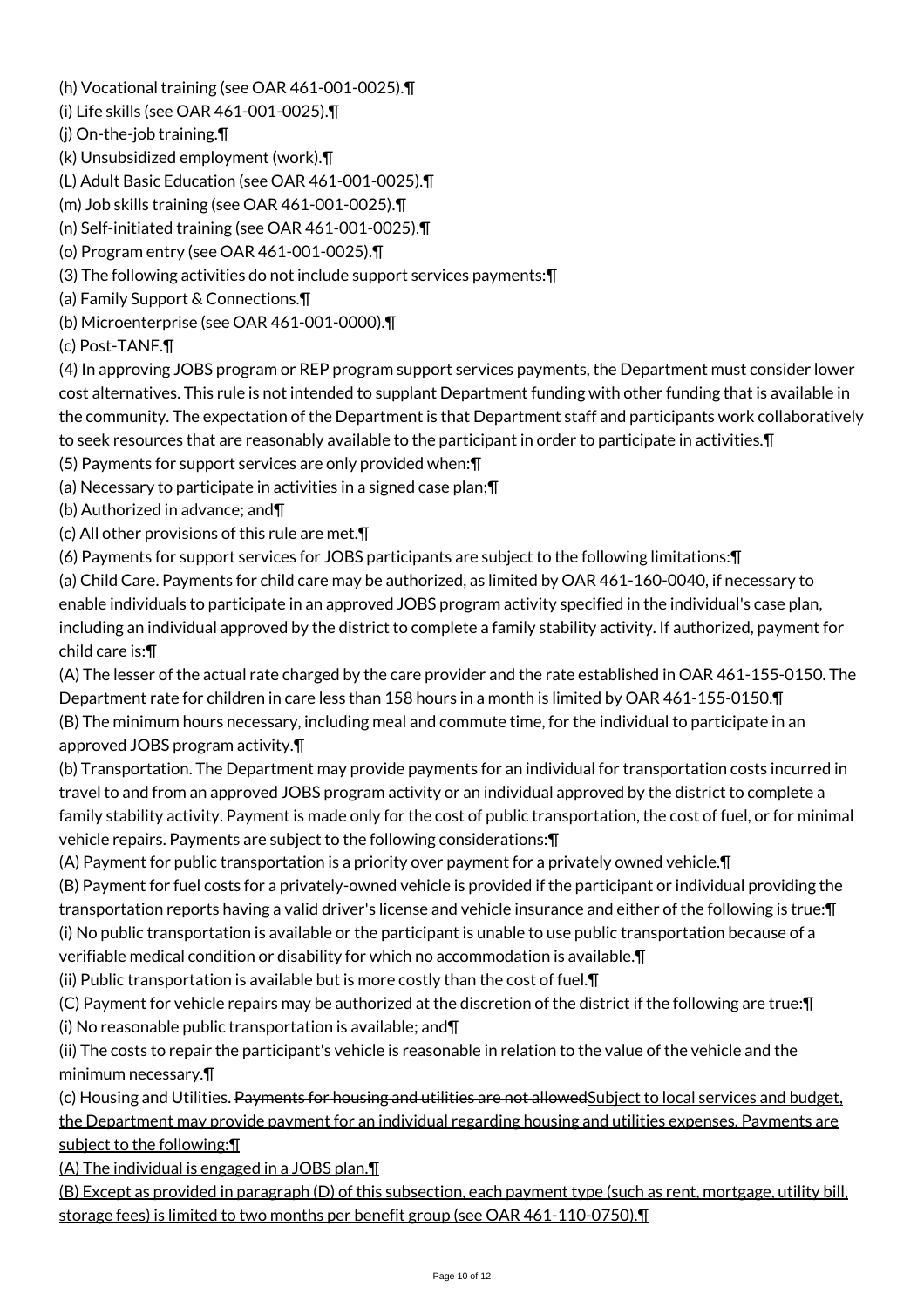(h) Vocational training (see OAR 461-001-0025).¶
(i) Life skills (see OAR 461-001-0025).¶
(j) On-the-job training.¶
(k) Unsubsidized employment (work).¶
(L) Adult Basic Education (see OAR 461-001-0025).¶
(m) Job skills training (see OAR 461-001-0025).¶
(n) Self-initiated training (see OAR 461-001-0025).¶
(o) Program entry (see OAR 461-001-0025).¶
(3) The following activities do not include support services payments:¶
(a) Family Support & Connections.¶
(b) Microenterprise (see OAR 461-001-0000).¶
(c) Post-TANF.¶
(4) In approving JOBS program or REP program support services payments, the Department must consider lower cost alternatives. This rule is not intended to supplant Department funding with other funding that is available in the community. The expectation of the Department is that Department staff and participants work collaboratively to seek resources that are reasonably available to the participant in order to participate in activities.¶
(5) Payments for support services are only provided when:¶
(a) Necessary to participate in activities in a signed case plan;¶
(b) Authorized in advance; and¶
(c) All other provisions of this rule are met.¶
(6) Payments for support services for JOBS participants are subject to the following limitations:¶
(a) Child Care. Payments for child care may be authorized, as limited by OAR 461-160-0040, if necessary to enable individuals to participate in an approved JOBS program activity specified in the individual's case plan, including an individual approved by the district to complete a family stability activity. If authorized, payment for child care is:¶
(A) The lesser of the actual rate charged by the care provider and the rate established in OAR 461-155-0150. The Department rate for children in care less than 158 hours in a month is limited by OAR 461-155-0150.¶
(B) The minimum hours necessary, including meal and commute time, for the individual to participate in an approved JOBS program activity.¶
(b) Transportation. The Department may provide payments for an individual for transportation costs incurred in travel to and from an approved JOBS program activity or an individual approved by the district to complete a family stability activity. Payment is made only for the cost of public transportation, the cost of fuel, or for minimal vehicle repairs. Payments are subject to the following considerations:¶
(A) Payment for public transportation is a priority over payment for a privately owned vehicle.¶
(B) Payment for fuel costs for a privately-owned vehicle is provided if the participant or individual providing the transportation reports having a valid driver's license and vehicle insurance and either of the following is true:¶
(i) No public transportation is available or the participant is unable to use public transportation because of a verifiable medical condition or disability for which no accommodation is available.¶
(ii) Public transportation is available but is more costly than the cost of fuel.¶
(C) Payment for vehicle repairs may be authorized at the discretion of the district if the following are true:¶
(i) No reasonable public transportation is available; and¶
(ii) The costs to repair the participant's vehicle is reasonable in relation to the value of the vehicle and the minimum necessary.¶
(c) Housing and Utilities. ~~Payments for housing and utilities are not allowed~~Subject to local services and budget, the Department may provide payment for an individual regarding housing and utilities expenses. Payments are subject to the following:¶
(A) The individual is engaged in a JOBS plan.¶
(B) Except as provided in paragraph (D) of this subsection, each payment type (such as rent, mortgage, utility bill, storage fees) is limited to two months per benefit group (see OAR 461-110-0750).¶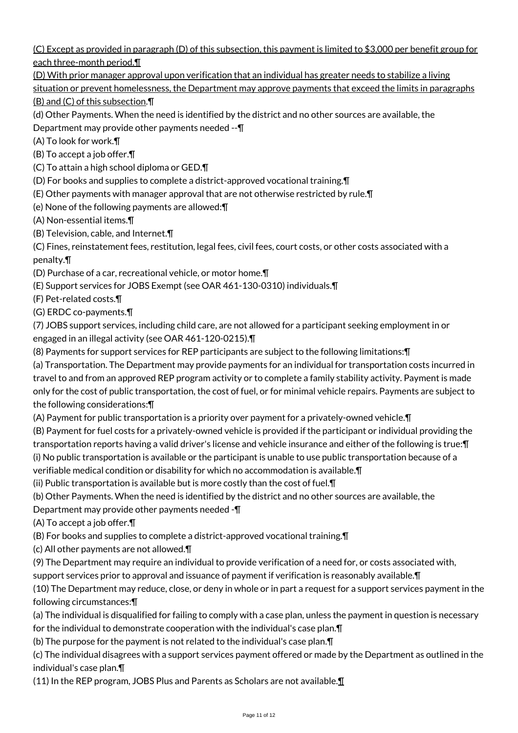(C) Except as provided in paragraph (D) of this subsection, this payment is limited to $3,000 per benefit group for each three-month period.¶

(D) With prior manager approval upon verification that an individual has greater needs to stabilize a living situation or prevent homelessness, the Department may approve payments that exceed the limits in paragraphs (B) and (C) of this subsection.¶

(d) Other Payments. When the need is identified by the district and no other sources are available, the Department may provide other payments needed --¶

(A) To look for work.¶

(B) To accept a job offer.¶

(C) To attain a high school diploma or GED.¶

(D) For books and supplies to complete a district-approved vocational training.¶

(E) Other payments with manager approval that are not otherwise restricted by rule.¶

(e) None of the following payments are allowed:¶

(A) Non-essential items.¶

(B) Television, cable, and Internet.¶

(C) Fines, reinstatement fees, restitution, legal fees, civil fees, court costs, or other costs associated with a penalty.¶

(D) Purchase of a car, recreational vehicle, or motor home.¶

(E) Support services for JOBS Exempt (see OAR 461-130-0310) individuals.¶

(F) Pet-related costs.¶

(G) ERDC co-payments.¶

(7) JOBS support services, including child care, are not allowed for a participant seeking employment in or engaged in an illegal activity (see OAR 461-120-0215).¶

(8) Payments for support services for REP participants are subject to the following limitations:¶

(a) Transportation. The Department may provide payments for an individual for transportation costs incurred in travel to and from an approved REP program activity or to complete a family stability activity. Payment is made only for the cost of public transportation, the cost of fuel, or for minimal vehicle repairs. Payments are subject to the following considerations:¶

(A) Payment for public transportation is a priority over payment for a privately-owned vehicle.¶

(B) Payment for fuel costs for a privately-owned vehicle is provided if the participant or individual providing the transportation reports having a valid driver's license and vehicle insurance and either of the following is true:¶

(i) No public transportation is available or the participant is unable to use public transportation because of a verifiable medical condition or disability for which no accommodation is available.¶

(ii) Public transportation is available but is more costly than the cost of fuel.¶

(b) Other Payments. When the need is identified by the district and no other sources are available, the Department may provide other payments needed -¶

(A) To accept a job offer.¶

(B) For books and supplies to complete a district-approved vocational training.¶

(c) All other payments are not allowed.¶

(9) The Department may require an individual to provide verification of a need for, or costs associated with, support services prior to approval and issuance of payment if verification is reasonably available.¶

(10) The Department may reduce, close, or deny in whole or in part a request for a support services payment in the following circumstances:¶

(a) The individual is disqualified for failing to comply with a case plan, unless the payment in question is necessary for the individual to demonstrate cooperation with the individual's case plan.¶

(b) The purpose for the payment is not related to the individual's case plan.¶

(c) The individual disagrees with a support services payment offered or made by the Department as outlined in the individual's case plan.¶

(11) In the REP program, JOBS Plus and Parents as Scholars are not available.¶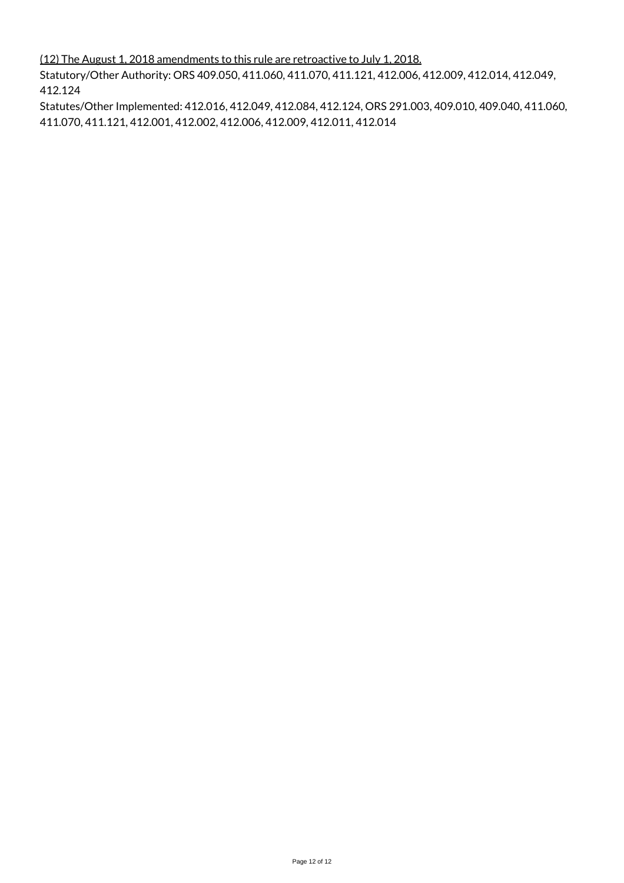<u>(12) The August 1, 2018 amendments to this rule are retroactive to July 1, 2018.</u>

Statutory/Other Authority: ORS 409.050, 411.060, 411.070, 411.121, 412.006, 412.009, 412.014, 412.049, 412.124

Statutes/Other Implemented: 412.016, 412.049, 412.084, 412.124, ORS 291.003, 409.010, 409.040, 411.060, 411.070, 411.121, 412.001, 412.002, 412.006, 412.009, 412.011, 412.014